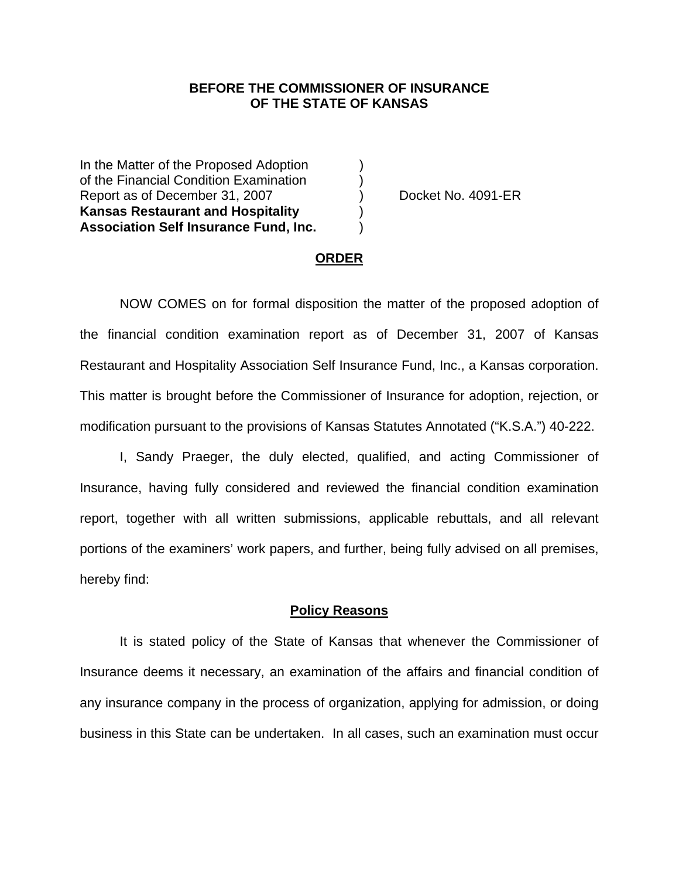**BEFORE THE COMMISSIONER OF INSURANCE**
**OF THE STATE OF KANSAS**

| | | |
|---|---|---|
| In the Matter of the Proposed Adoption of the Financial Condition Examination Report as of December 31, 2007 **Kansas Restaurant and Hospitality Association Self Insurance Fund, Inc.** | ) ) ) ) ) | Docket No. 4091-ER |

**ORDER**

NOW COMES on for formal disposition the matter of the proposed adoption of the financial condition examination report as of December 31, 2007 of Kansas Restaurant and Hospitality Association Self Insurance Fund, Inc., a Kansas corporation. This matter is brought before the Commissioner of Insurance for adoption, rejection, or modification pursuant to the provisions of Kansas Statutes Annotated ("K.S.A.") 40-222.

I, Sandy Praeger, the duly elected, qualified, and acting Commissioner of Insurance, having fully considered and reviewed the financial condition examination report, together with all written submissions, applicable rebuttals, and all relevant portions of the examiners' work papers, and further, being fully advised on all premises, hereby find:

**Policy Reasons**

It is stated policy of the State of Kansas that whenever the Commissioner of Insurance deems it necessary, an examination of the affairs and financial condition of any insurance company in the process of organization, applying for admission, or doing business in this State can be undertaken. In all cases, such an examination must occur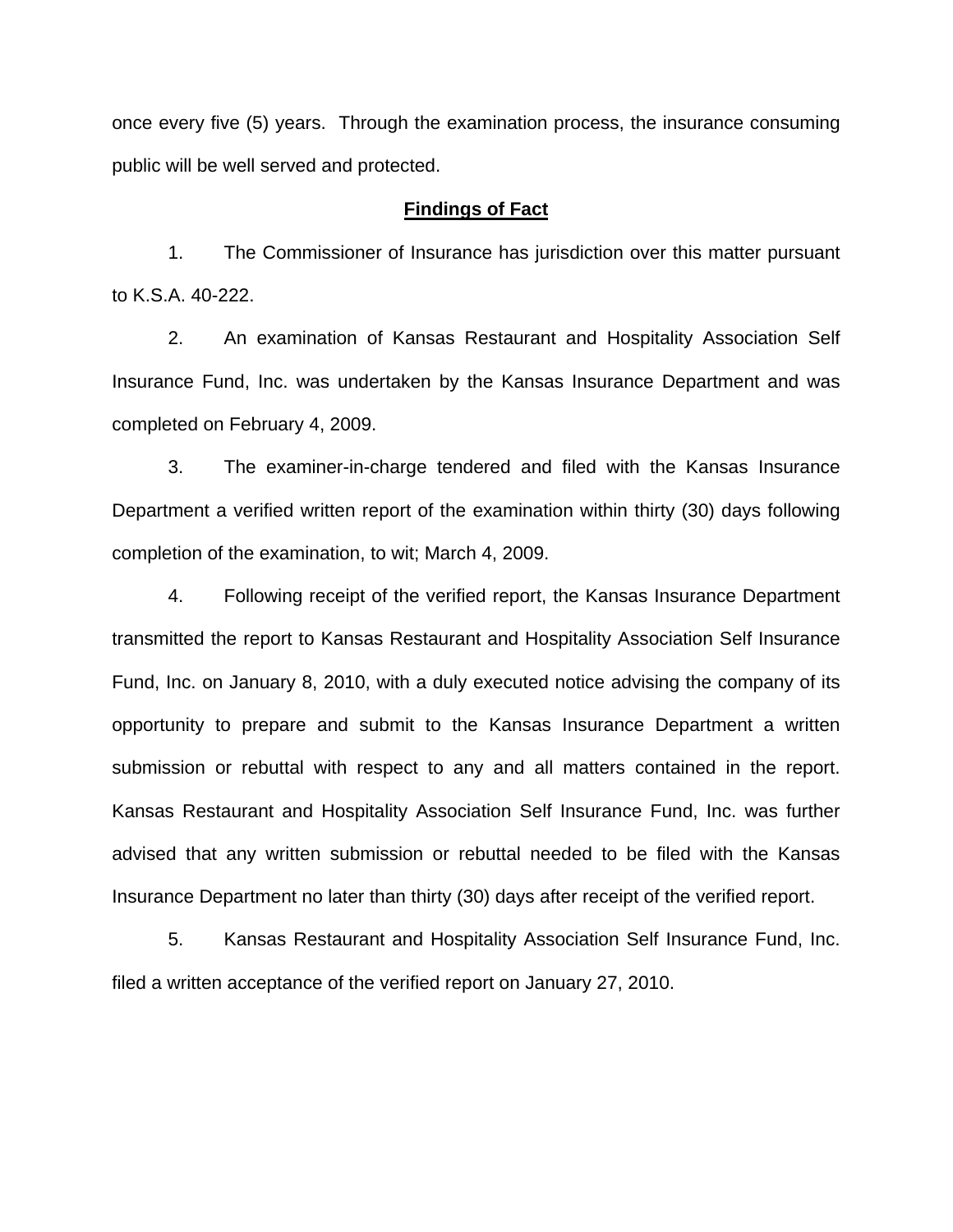once every five (5) years. Through the examination process, the insurance consuming public will be well served and protected.

## Findings of Fact

1. The Commissioner of Insurance has jurisdiction over this matter pursuant to K.S.A. 40-222.

2. An examination of Kansas Restaurant and Hospitality Association Self Insurance Fund, Inc. was undertaken by the Kansas Insurance Department and was completed on February 4, 2009.

3. The examiner-in-charge tendered and filed with the Kansas Insurance Department a verified written report of the examination within thirty (30) days following completion of the examination, to wit; March 4, 2009.

4. Following receipt of the verified report, the Kansas Insurance Department transmitted the report to Kansas Restaurant and Hospitality Association Self Insurance Fund, Inc. on January 8, 2010, with a duly executed notice advising the company of its opportunity to prepare and submit to the Kansas Insurance Department a written submission or rebuttal with respect to any and all matters contained in the report. Kansas Restaurant and Hospitality Association Self Insurance Fund, Inc. was further advised that any written submission or rebuttal needed to be filed with the Kansas Insurance Department no later than thirty (30) days after receipt of the verified report.

5. Kansas Restaurant and Hospitality Association Self Insurance Fund, Inc. filed a written acceptance of the verified report on January 27, 2010.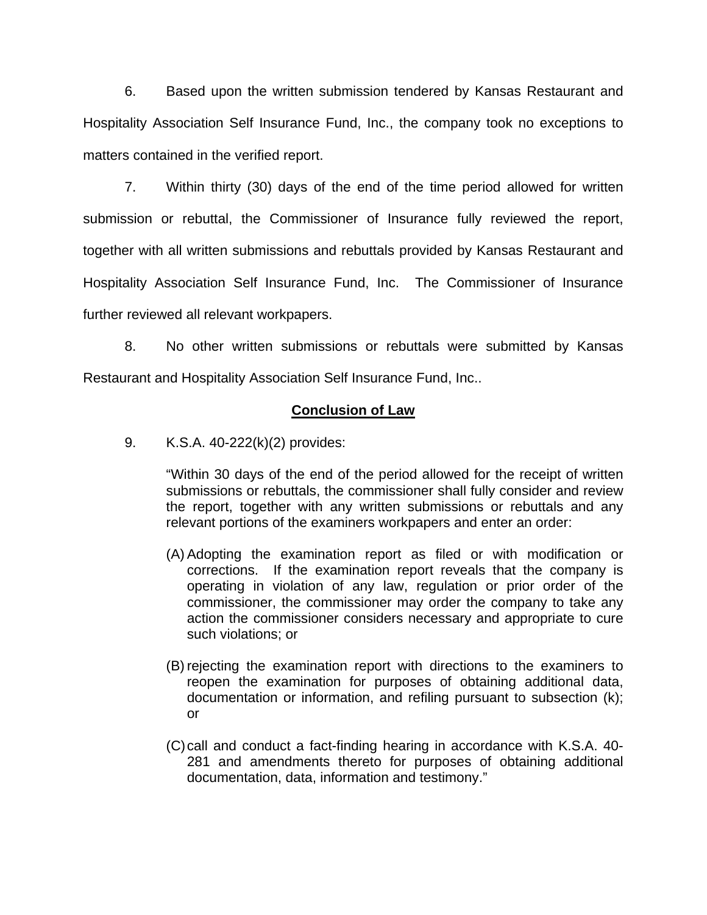6. Based upon the written submission tendered by Kansas Restaurant and Hospitality Association Self Insurance Fund, Inc., the company took no exceptions to matters contained in the verified report.

7. Within thirty (30) days of the end of the time period allowed for written submission or rebuttal, the Commissioner of Insurance fully reviewed the report, together with all written submissions and rebuttals provided by Kansas Restaurant and Hospitality Association Self Insurance Fund, Inc. The Commissioner of Insurance further reviewed all relevant workpapers.

8. No other written submissions or rebuttals were submitted by Kansas Restaurant and Hospitality Association Self Insurance Fund, Inc..

**Conclusion of Law**

9. K.S.A. 40-222(k)(2) provides:

> "Within 30 days of the end of the period allowed for the receipt of written submissions or rebuttals, the commissioner shall fully consider and review the report, together with any written submissions or rebuttals and any relevant portions of the examiners workpapers and enter an order:
>
> (A) Adopting the examination report as filed or with modification or corrections. If the examination report reveals that the company is operating in violation of any law, regulation or prior order of the commissioner, the commissioner may order the company to take any action the commissioner considers necessary and appropriate to cure such violations; or
>
> (B) rejecting the examination report with directions to the examiners to reopen the examination for purposes of obtaining additional data, documentation or information, and refiling pursuant to subsection (k); or
>
> (C) call and conduct a fact-finding hearing in accordance with K.S.A. 40-281 and amendments thereto for purposes of obtaining additional documentation, data, information and testimony."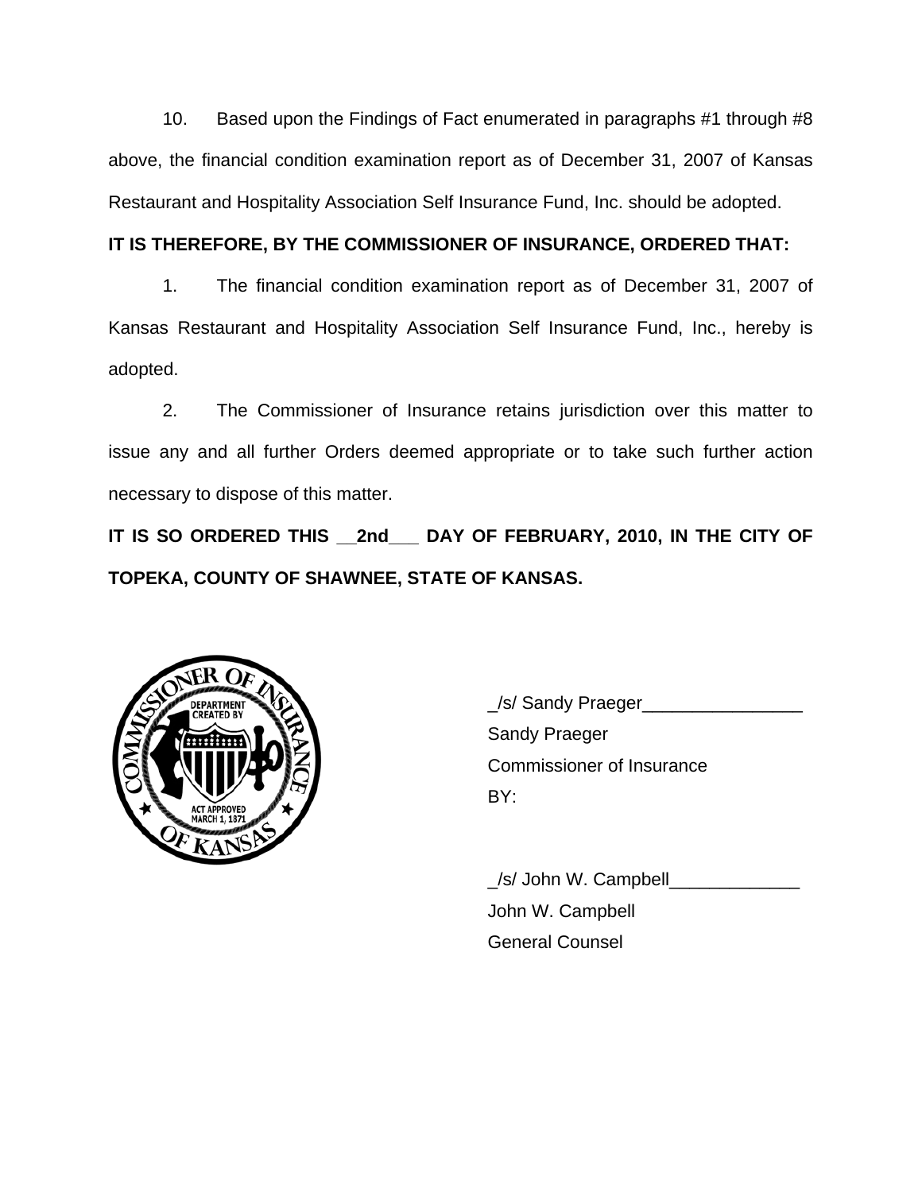10. Based upon the Findings of Fact enumerated in paragraphs #1 through #8 above, the financial condition examination report as of December 31, 2007 of Kansas Restaurant and Hospitality Association Self Insurance Fund, Inc. should be adopted.

**IT IS THEREFORE, BY THE COMMISSIONER OF INSURANCE, ORDERED THAT:**

1. The financial condition examination report as of December 31, 2007 of Kansas Restaurant and Hospitality Association Self Insurance Fund, Inc., hereby is adopted.

2. The Commissioner of Insurance retains jurisdiction over this matter to issue any and all further Orders deemed appropriate or to take such further action necessary to dispose of this matter.

**IT IS SO ORDERED THIS __2nd___ DAY OF FEBRUARY, 2010, IN THE CITY OF TOPEKA, COUNTY OF SHAWNEE, STATE OF KANSAS.**

_/s/ Sandy Praeger________________
Sandy Praeger
Commissioner of Insurance
BY:

_/s/ John W. Campbell_____________
John W. Campbell
General Counsel